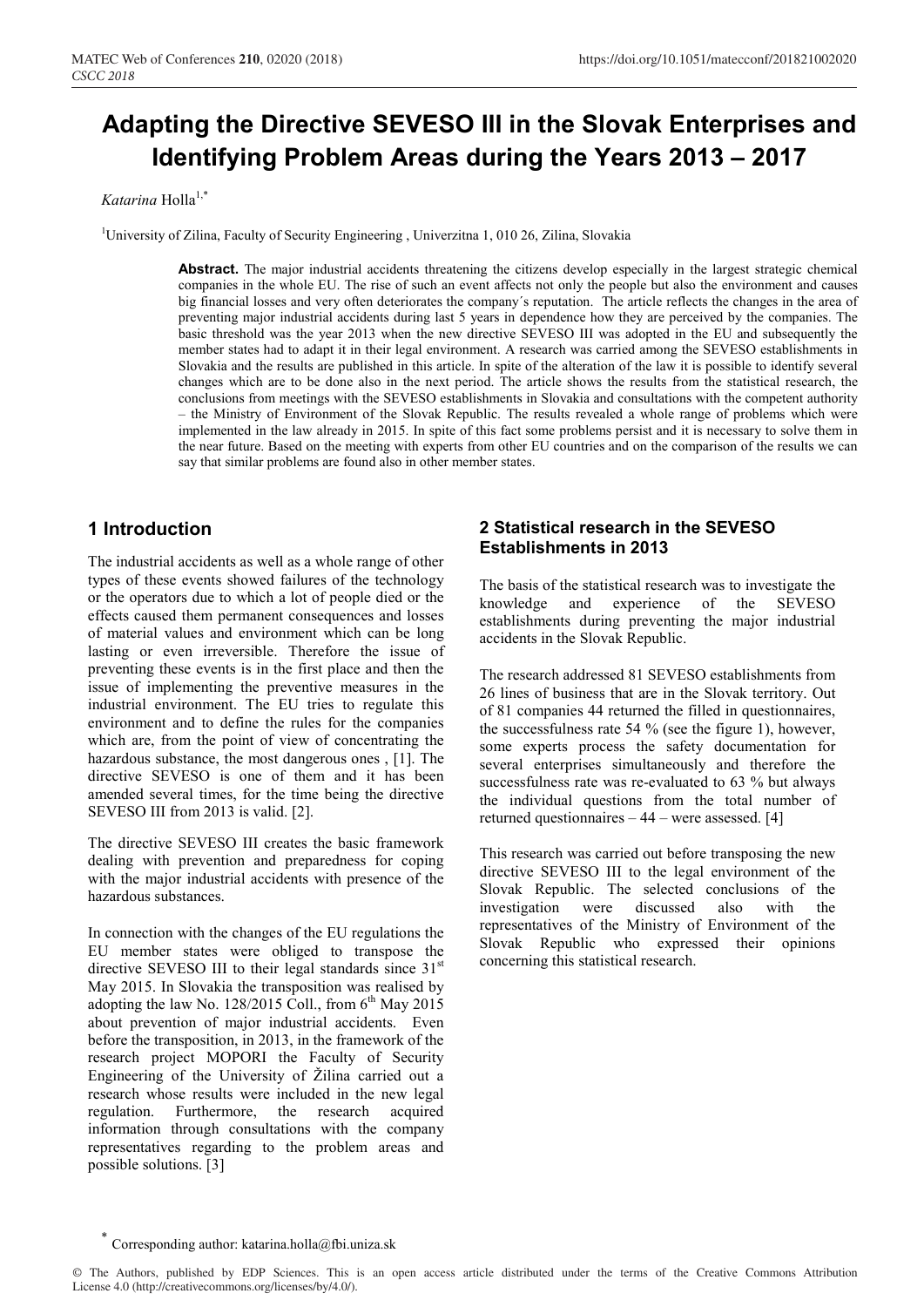# Adapting the Directive SEVESO III in the Slovak Enterprises and Identifying Problem Areas during the Years 2013 – 2017

*Katarina* Holla[1,*]

[1]University of Zilina, Faculty of Security Engineering , Univerzitna 1, 010 26, Zilina, Slovakia

**Abstract.** The major industrial accidents threatening the citizens develop especially in the largest strategic chemical companies in the whole EU. The rise of such an event affects not only the people but also the environment and causes big financial losses and very often deteriorates the company´s reputation. The article reflects the changes in the area of preventing major industrial accidents during last 5 years in dependence how they are perceived by the companies. The basic threshold was the year 2013 when the new directive SEVESO III was adopted in the EU and subsequently the member states had to adapt it in their legal environment. A research was carried out among the SEVESO establishments in Slovakia and the results are published in this article. In spite of the alteration of the law it is possible to identify several changes which are to be done also in the next period. The article shows the results from the statistical research, the conclusions from meetings with the SEVESO establishments in Slovakia and consultations with the competent authority – the Ministry of Environment of the Slovak Republic. The results revealed a whole range of problems which were implemented in the law already in 2015. In spite of this fact some problems persist and it is necessary to solve them in the near future. Based on the meeting with experts from other EU countries and on the comparison of the results we can say that similar problems are found also in other member states.

## 1 Introduction

The industrial accidents as well as a whole range of other types of these events showed failures of the technology or the operators due to which a lot of people died or the effects caused them permanent consequences and losses of material values and environment which can be long lasting or even irreversible. Therefore the issue of preventing these events is in the first place and then the issue of implementing the preventive measures in the industrial environment. The EU tries to regulate this environment and to define the rules for the companies which are, from the point of view of concentrating the hazardous substance, the most dangerous ones , [1]. The directive SEVESO is one of them and it has been amended several times, for the time being the directive SEVESO III from 2013 is valid. [2].

The directive SEVESO III creates the basic framework dealing with prevention and preparedness for coping with the major industrial accidents with presence of the hazardous substances.

In connection with the changes of the EU regulations the EU member states were obliged to transpose the directive SEVESO III to their legal standards since 31st May 2015. In Slovakia the transposition was realised by adopting the law No. 128/2015 Coll., from 6th May 2015 about prevention of major industrial accidents. Even before the transposition, in 2013, in the framework of the research project MOPORI the Faculty of Security Engineering of the University of Žilina carried out a research whose results were included in the new legal regulation. Furthermore, the research acquired information through consultations with the company representatives regarding to the problem areas and possible solutions. [3]

## 2 Statistical research in the SEVESO Establishments in 2013

The basis of the statistical research was to investigate the knowledge and experience of the SEVESO establishments during preventing the major industrial accidents in the Slovak Republic.

The research addressed 81 SEVESO establishments from 26 lines of business that are in the Slovak territory. Out of 81 companies 44 returned the filled in questionnaires, the successfulness rate 54 % (see the figure 1), however, some experts process the safety documentation for several enterprises simultaneously and therefore the successfulness rate was re-evaluated to 63 % but always the individual questions from the total number of returned questionnaires – 44 – were assessed. [4]

This research was carried out before transposing the new directive SEVESO III to the legal environment of the Slovak Republic. The selected conclusions of the investigation were discussed also with the representatives of the Ministry of Environment of the Slovak Republic who expressed their opinions concerning this statistical research.

[*] Corresponding author: katarina.holla@fbi.uniza.sk

© The Authors, published by EDP Sciences. This is an open access article distributed under the terms of the Creative Commons Attribution License 4.0 (http://creativecommons.org/licenses/by/4.0/).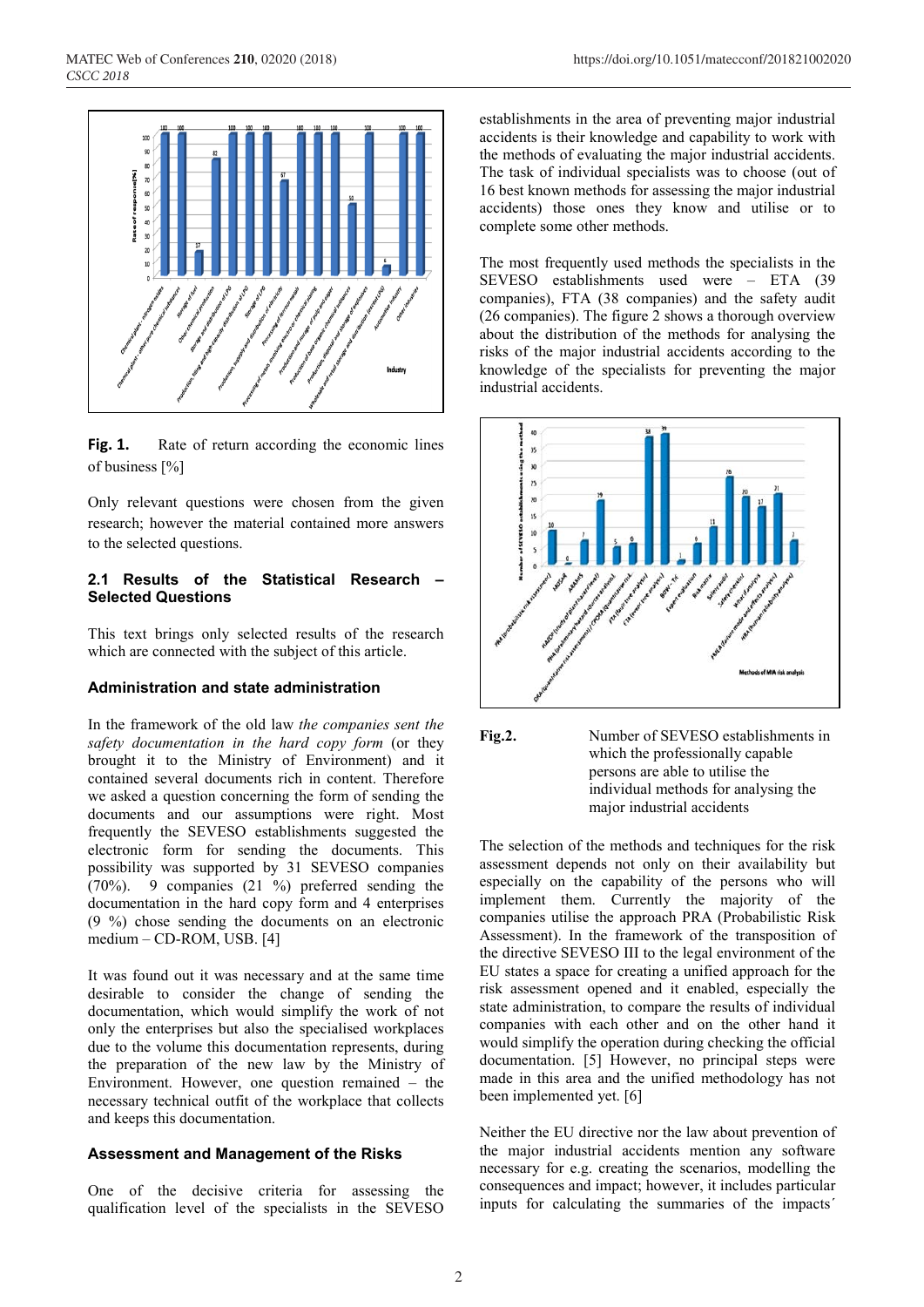Fig. 1. Rate of return according the economic lines of business [%]

Only relevant questions were chosen from the given research; however the material contained more answers to the selected questions.

### 2.1 Results of the Statistical Research – Selected Questions

This text brings only selected results of the research which are connected with the subject of this article.

#### Administration and state administration

In the framework of the old law *the companies sent the safety documentation in the hard copy form* (or they brought it to the Ministry of Environment) and it contained several documents rich in content. Therefore we asked a question concerning the form of sending the documents and our assumptions were right. Most frequently the SEVESO establishments suggested the electronic form for sending the documents. This possibility was supported by 31 SEVESO companies (70%). 9 companies (21 %) preferred sending the documentation in the hard copy form and 4 enterprises (9 %) chose sending the documents on an electronic medium – CD-ROM, USB. [4]

It was found out it was necessary and at the same time desirable to consider the change of sending the documentation, which would simplify the work of not only the enterprises but also the specialised workplaces due to the volume this documentation represents, during the preparation of the new law by the Ministry of Environment. However, one question remained – the necessary technical outfit of the workplace that collects and keeps this documentation.

#### Assessment and Management of the Risks

One of the decisive criteria for assessing the qualification level of the specialists in the SEVESO establishments in the area of preventing major industrial accidents is their knowledge and capability to work with the methods of evaluating the major industrial accidents. The task of individual specialists was to choose (out of 16 best known methods for assessing the major industrial accidents) those ones they know and utilise or to complete some other methods.

The most frequently used methods the specialists in the SEVESO establishments used were – ETA (39 companies), FTA (38 companies) and the safety audit (26 companies). The figure 2 shows a thorough overview about the distribution of the methods for analysing the risks of the major industrial accidents according to the knowledge of the specialists for preventing the major industrial accidents.

Fig.2. Number of SEVESO establishments in which the professionally capable persons are able to utilise the individual methods for analysing the major industrial accidents

The selection of the methods and techniques for the risk assessment depends not only on their availability but especially on the capability of the persons who will implement them. Currently the majority of the companies utilise the approach PRA (Probabilistic Risk Assessment). In the framework of the transposition of the directive SEVESO III to the legal environment of the EU states a space for creating a unified approach for the risk assessment opened and it enabled, especially the state administration, to compare the results of individual companies with each other and on the other hand it would simplify the operation during checking the official documentation. [5] However, no principal steps were made in this area and the unified methodology has not been implemented yet. [6]

Neither the EU directive nor the law about prevention of the major industrial accidents mention any software necessary for e.g. creating the scenarios, modelling the consequences and impact; however, it includes particular inputs for calculating the summaries of the impacts´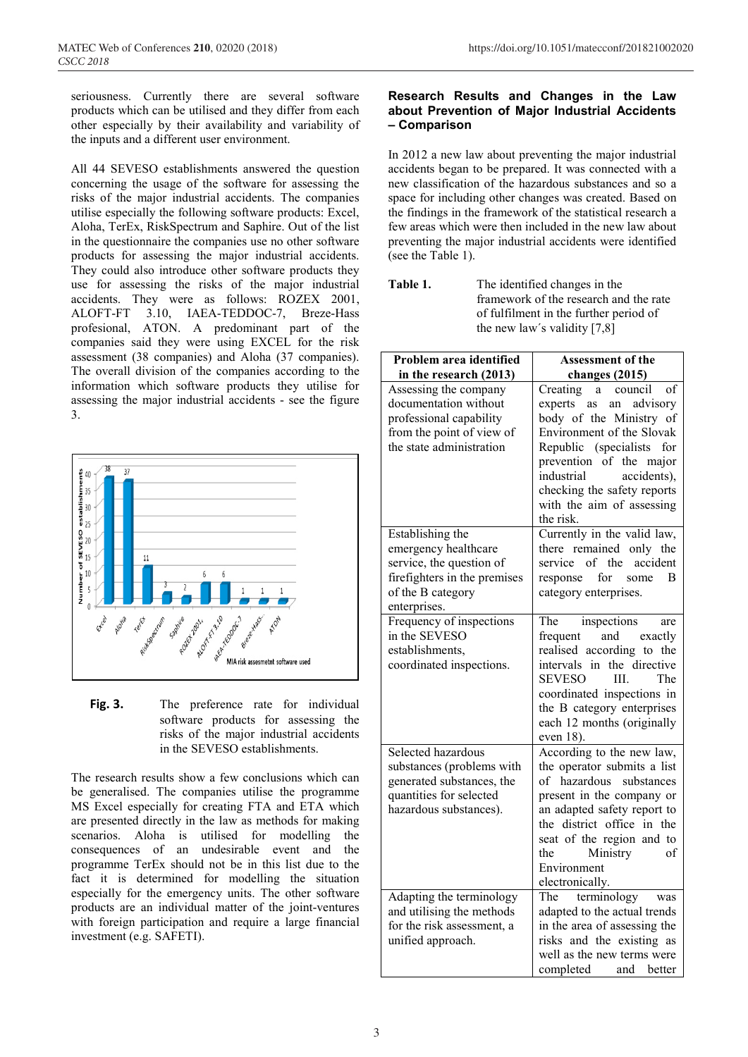seriousness. Currently there are several software products which can be utilised and they differ from each other especially by their availability and variability of the inputs and a different user environment.

All 44 SEVESO establishments answered the question concerning the usage of the software for assessing the risks of the major industrial accidents. The companies utilise especially the following software products: Excel, Aloha, TerEx, RiskSpectrum and Saphire. Out of the list in the questionnaire the companies use no other software products for assessing the major industrial accidents. They could also introduce other software products they use for assessing the risks of the major industrial accidents. They were as follows: ROZEX 2001, ALOFT-FT 3.10, IAEA-TEDDOC-7, Breze-Hass profesional, ATON. A predominant part of the companies said they were using EXCEL for the risk assessment (38 companies) and Aloha (37 companies). The overall division of the companies according to the information which software products they utilise for assessing the major industrial accidents - see the figure 3.

**Fig. 3.** The preference rate for individual software products for assessing the risks of the major industrial accidents in the SEVESO establishments.

The research results show a few conclusions which can be generalised. The companies utilise the programme MS Excel especially for creating FTA and ETA which are presented directly in the law as methods for making scenarios. Aloha is utilised for modelling the consequences of an undesirable event and the programme TerEx should not be in this list due to the fact it is determined for modelling the situation especially for the emergency units. The other software products are an individual matter of the joint-ventures with foreign participation and require a large financial investment (e.g. SAFETI).

## Research Results and Changes in the Law about Prevention of Major Industrial Accidents – Comparison

In 2012 a new law about preventing the major industrial accidents began to be prepared. It was connected with a new classification of the hazardous substances and so a space for including other changes was created. Based on the findings in the framework of the statistical research a few areas which were then included in the new law about preventing the major industrial accidents were identified (see the Table 1).

**Table 1.** The identified changes in the framework of the research and the rate of fulfilment in the further period of the new law´s validity [7,8]

| Problem area identified in the research (2013) | Assessment of the changes (2015) |
|---|---|
| Assessing the company documentation without professional capability from the point of view of the state administration | Creating a council of experts as an advisory body of the Ministry of Environment of the Slovak Republic (specialists for prevention of the major industrial accidents), checking the safety reports with the aim of assessing the risk. |
| Establishing the emergency healthcare service, the question of firefighters in the premises of the B category enterprises. | Currently in the valid law, there remained only the service of the accident response for some B category enterprises. |
| Frequency of inspections in the SEVESO establishments, coordinated inspections. | The inspections are frequent and exactly realised according to the intervals in the directive SEVESO III. The coordinated inspections in the B category enterprises each 12 months (originally even 18). |
| Selected hazardous substances (problems with generated substances, the quantities for selected hazardous substances). | According to the new law, the operator submits a list of hazardous substances present in the company or an adapted safety report to the district office in the seat of the region and to the Ministry of Environment electronically. |
| Adapting the terminology and utilising the methods for the risk assessment, a unified approach. | The terminology was adapted to the actual trends in the area of assessing the risks and the existing as well as the new terms were completed and better |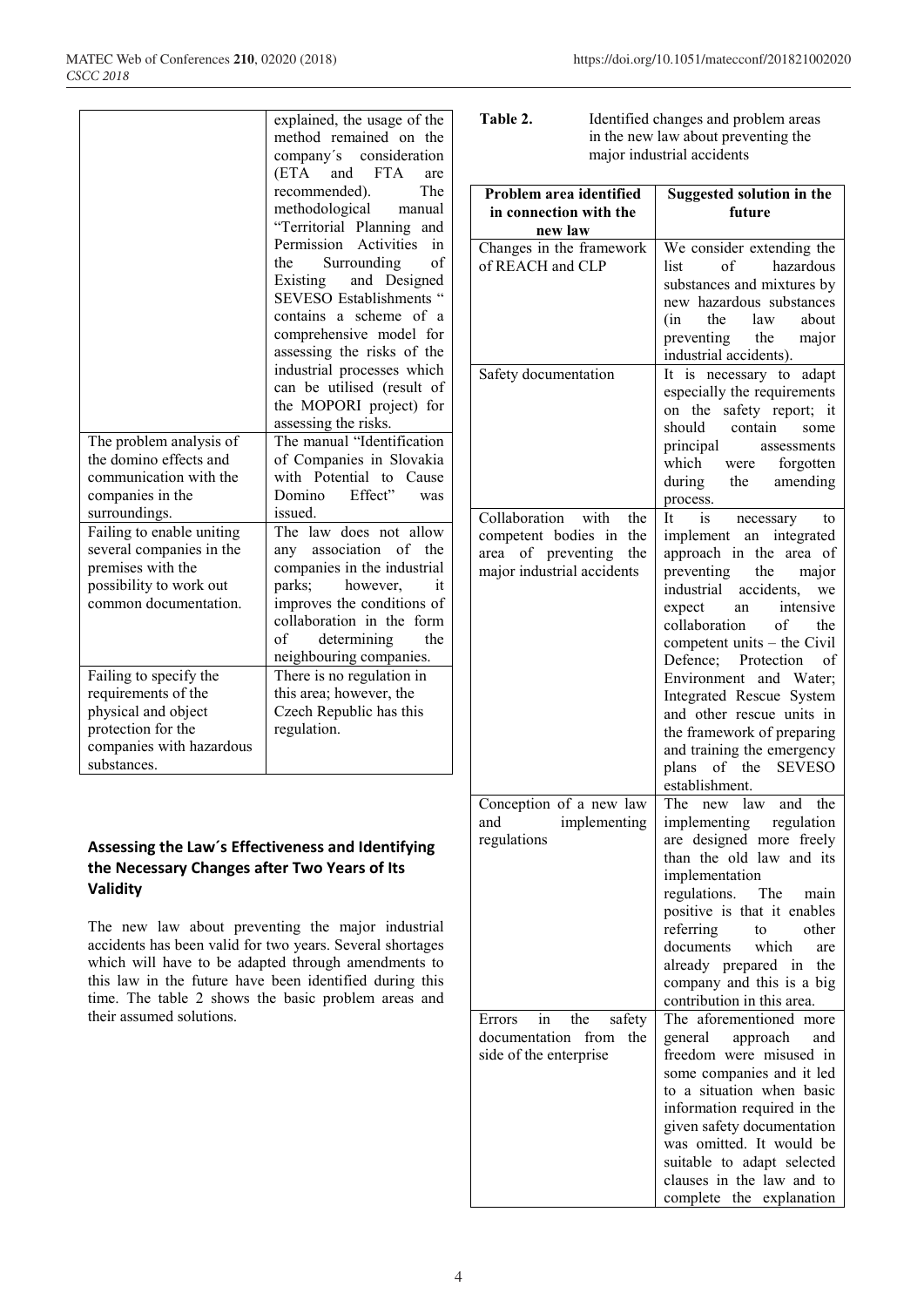| | explained, the usage of the method remained on the company´s consideration (ETA and FTA are recommended). The methodological manual "Territorial Planning and Permission Activities in the Surrounding of Existing and Designed SEVESO Establishments " contains a scheme of a comprehensive model for assessing the risks of the industrial processes which can be utilised (result of the MOPORI project) for assessing the risks. |
|---|---|
| The problem analysis of the domino effects and communication with the companies in the surroundings. | The manual "Identification of Companies in Slovakia with Potential to Cause Domino Effect" was issued. |
| Failing to enable uniting several companies in the premises with the possibility to work out common documentation. | The law does not allow any association of the companies in the industrial parks; however, it improves the conditions of collaboration in the form of determining the neighbouring companies. |
| Failing to specify the requirements of the physical and object protection for the companies with hazardous substances. | There is no regulation in this area; however, the Czech Republic has this regulation. |

## Assessing the Law´s Effectiveness and Identifying the Necessary Changes after Two Years of Its Validity

The new law about preventing the major industrial accidents has been valid for two years. Several shortages which will have to be adapted through amendments to this law in the future have been identified during this time. The table 2 shows the basic problem areas and their assumed solutions.

**Table 2.** Identified changes and problem areas in the new law about preventing the major industrial accidents

| Problem area identified in connection with the new law | Suggested solution in the future |
|---|---|
| Changes in the framework of REACH and CLP | We consider extending the list of hazardous substances and mixtures by new hazardous substances (in the law about preventing the major industrial accidents). |
| Safety documentation | It is necessary to adapt especially the requirements on the safety report; it should contain some principal assessments which were forgotten during the amending process. |
| Collaboration with the competent bodies in the area of preventing the major industrial accidents | It is necessary to implement an integrated approach in the area of preventing the major industrial accidents, we expect an intensive collaboration of the competent units – the Civil Defence; Protection of Environment and Water; Integrated Rescue System and other rescue units in the framework of preparing and training the emergency plans of the SEVESO establishment. |
| Conception of a new law and implementing regulations | The new law and the implementing regulation are designed more freely than the old law and its implementation regulations. The main positive is that it enables referring to other documents which are already prepared in the company and this is a big contribution in this area. |
| Errors in the safety documentation from the side of the enterprise | The aforementioned more general approach and freedom were misused in some companies and it led to a situation when basic information required in the given safety documentation was omitted. It would be suitable to adapt selected clauses in the law and to complete the explanation |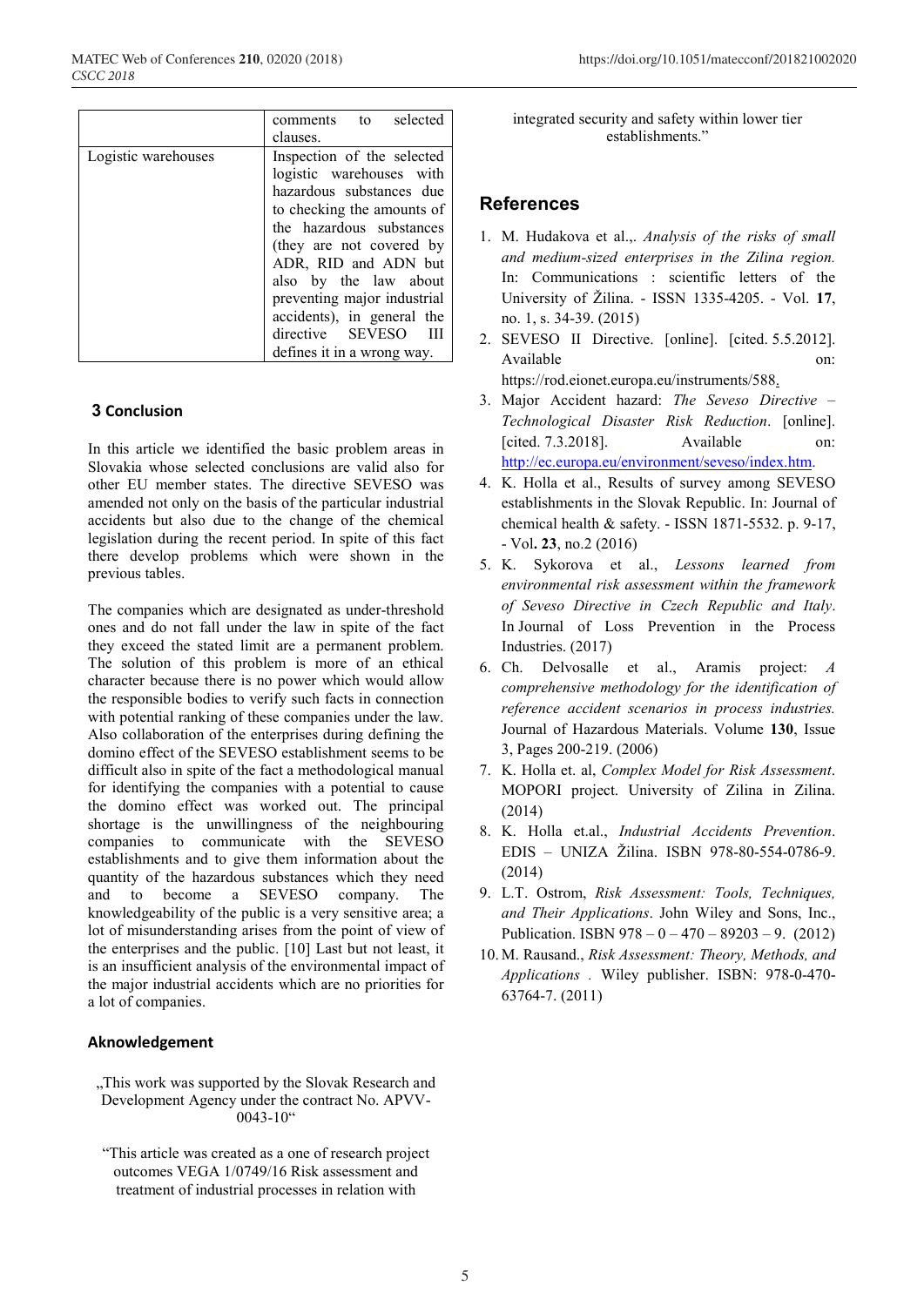| | |
|---|---|
| | comments to selected clauses. |
| Logistic warehouses | Inspection of the selected logistic warehouses with hazardous substances due to checking the amounts of the hazardous substances (they are not covered by ADR, RID and ADN but also by the law about preventing major industrial accidents), in general the directive SEVESO III defines it in a wrong way. |

## 3 Conclusion

In this article we identified the basic problem areas in Slovakia whose selected conclusions are valid also for other EU member states. The directive SEVESO was amended not only on the basis of the particular industrial accidents but also due to the change of the chemical legislation during the recent period. In spite of this fact there develop problems which were shown in the previous tables.

The companies which are designated as under-threshold ones and do not fall under the law in spite of the fact they exceed the stated limit are a permanent problem. The solution of this problem is more of an ethical character because there is no power which would allow the responsible bodies to verify such facts in connection with potential ranking of these companies under the law. Also collaboration of the enterprises during defining the domino effect of the SEVESO establishment seems to be difficult also in spite of the fact a methodological manual for identifying the companies with a potential to cause the domino effect was worked out. The principal shortage is the unwillingness of the neighbouring companies to communicate with the SEVESO establishments and to give them information about the quantity of the hazardous substances which they need and to become a SEVESO company. The knowledgeability of the public is a very sensitive area; a lot of misunderstanding arises from the point of view of the enterprises and the public. [10] Last but not least, it is an insufficient analysis of the environmental impact of the major industrial accidents which are no priorities for a lot of companies.

## Aknowledgement

„This work was supported by the Slovak Research and Development Agency under the contract No. APVV-0043-10"

"This article was created as a one of research project outcomes VEGA 1/0749/16 Risk assessment and treatment of industrial processes in relation with integrated security and safety within lower tier establishments."

## References

1. M. Hudakova et al.,. *Analysis of the risks of small and medium-sized enterprises in the Zilina region.* In: Communications : scientific letters of the University of Žilina. - ISSN 1335-4205. - Vol. **17**, no. 1, s. 34-39. (2015)
2. SEVESO II Directive. [online]. [cited. 5.5.2012]. Available on: https://rod.eionet.europa.eu/instruments/588.
3. Major Accident hazard: *The Seveso Directive – Technological Disaster Risk Reduction*. [online]. [cited. 7.3.2018]. Available on: http://ec.europa.eu/environment/seveso/index.htm.
4. K. Holla et al., Results of survey among SEVESO establishments in the Slovak Republic. In: Journal of chemical health & safety. - ISSN 1871-5532. p. 9-17, - Vol**. 23**, no.2 (2016)
5. K. Sykorova et al., *Lessons learned from environmental risk assessment within the framework of Seveso Directive in Czech Republic and Italy*. In Journal of Loss Prevention in the Process Industries. (2017)
6. Ch. Delvosalle et al., Aramis project: *A comprehensive methodology for the identification of reference accident scenarios in process industries.* Journal of Hazardous Materials. Volume **130**, Issue 3, Pages 200-219. (2006)
7. K. Holla et. al, *Complex Model for Risk Assessment*. MOPORI project. University of Zilina in Zilina. (2014)
8. K. Holla et.al., *Industrial Accidents Prevention*. EDIS – UNIZA Žilina. ISBN 978-80-554-0786-9. (2014)
9. L.T. Ostrom, *Risk Assessment: Tools, Techniques, and Their Applications*. John Wiley and Sons, Inc., Publication. ISBN 978 – 0 – 470 – 89203 – 9. (2012)
10. M. Rausand., *Risk Assessment: Theory, Methods, and Applications .* Wiley publisher. ISBN: 978-0-470-63764-7. (2011)